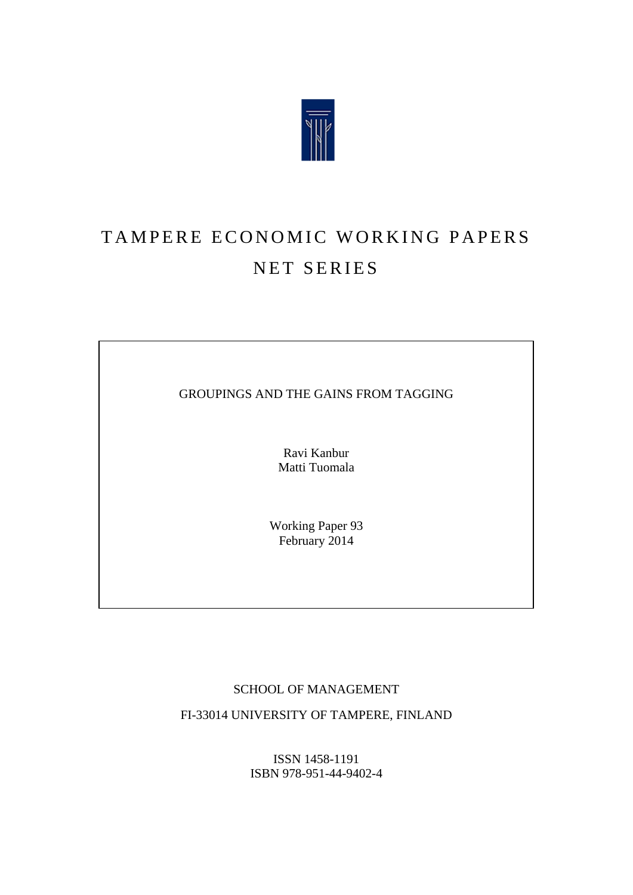# TAMPERE ECONOMIC WORKING PAPERS
# NET SERIES

GROUPINGS AND THE GAINS FROM TAGGING

Ravi Kanbur
Matti Tuomala

Working Paper 93
February 2014

SCHOOL OF MANAGEMENT

FI-33014 UNIVERSITY OF TAMPERE, FINLAND

ISSN 1458-1191
ISBN 978-951-44-9402-4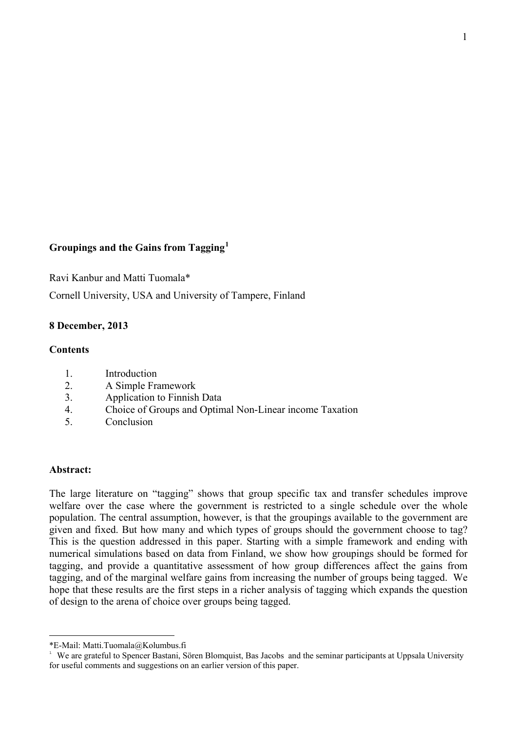**Groupings and the Gains from Tagging[1]**

Ravi Kanbur and Matti Tuomala*

Cornell University, USA and University of Tampere, Finland

**8 December, 2013**

**Contents**

1. Introduction
2. A Simple Framework
3. Application to Finnish Data
4. Choice of Groups and Optimal Non-Linear income Taxation
5. Conclusion

**Abstract:**

The large literature on "tagging" shows that group specific tax and transfer schedules improve welfare over the case where the government is restricted to a single schedule over the whole population. The central assumption, however, is that the groupings available to the government are given and fixed. But how many and which types of groups should the government choose to tag? This is the question addressed in this paper. Starting with a simple framework and ending with numerical simulations based on data from Finland, we show how groupings should be formed for tagging, and provide a quantitative assessment of how group differences affect the gains from tagging, and of the marginal welfare gains from increasing the number of groups being tagged. We hope that these results are the first steps in a richer analysis of tagging which expands the question of design to the arena of choice over groups being tagged.

---

*E-Mail: Matti.Tuomala@Kolumbus.fi

[1] We are grateful to Spencer Bastani, Sören Blomquist, Bas Jacobs and the seminar participants at Uppsala University for useful comments and suggestions on an earlier version of this paper.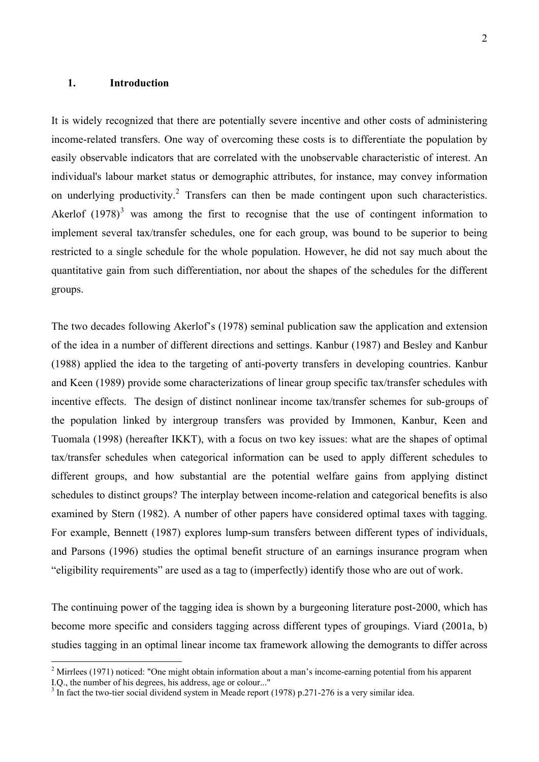## 1. Introduction

It is widely recognized that there are potentially severe incentive and other costs of administering income-related transfers. One way of overcoming these costs is to differentiate the population by easily observable indicators that are correlated with the unobservable characteristic of interest. An individual's labour market status or demographic attributes, for instance, may convey information on underlying productivity.[2] Transfers can then be made contingent upon such characteristics. Akerlof (1978)[3] was among the first to recognise that the use of contingent information to implement several tax/transfer schedules, one for each group, was bound to be superior to being restricted to a single schedule for the whole population. However, he did not say much about the quantitative gain from such differentiation, nor about the shapes of the schedules for the different groups.

The two decades following Akerlof's (1978) seminal publication saw the application and extension of the idea in a number of different directions and settings. Kanbur (1987) and Besley and Kanbur (1988) applied the idea to the targeting of anti-poverty transfers in developing countries. Kanbur and Keen (1989) provide some characterizations of linear group specific tax/transfer schedules with incentive effects. The design of distinct nonlinear income tax/transfer schemes for sub-groups of the population linked by intergroup transfers was provided by Immonen, Kanbur, Keen and Tuomala (1998) (hereafter IKKT), with a focus on two key issues: what are the shapes of optimal tax/transfer schedules when categorical information can be used to apply different schedules to different groups, and how substantial are the potential welfare gains from applying distinct schedules to distinct groups? The interplay between income-relation and categorical benefits is also examined by Stern (1982). A number of other papers have considered optimal taxes with tagging. For example, Bennett (1987) explores lump-sum transfers between different types of individuals, and Parsons (1996) studies the optimal benefit structure of an earnings insurance program when "eligibility requirements" are used as a tag to (imperfectly) identify those who are out of work.

The continuing power of the tagging idea is shown by a burgeoning literature post-2000, which has become more specific and considers tagging across different types of groupings. Viard (2001a, b) studies tagging in an optimal linear income tax framework allowing the demogrants to differ across

[2] Mirrlees (1971) noticed: "One might obtain information about a man's income-earning potential from his apparent I.Q., the number of his degrees, his address, age or colour..."

[3] In fact the two-tier social dividend system in Meade report (1978) p.271-276 is a very similar idea.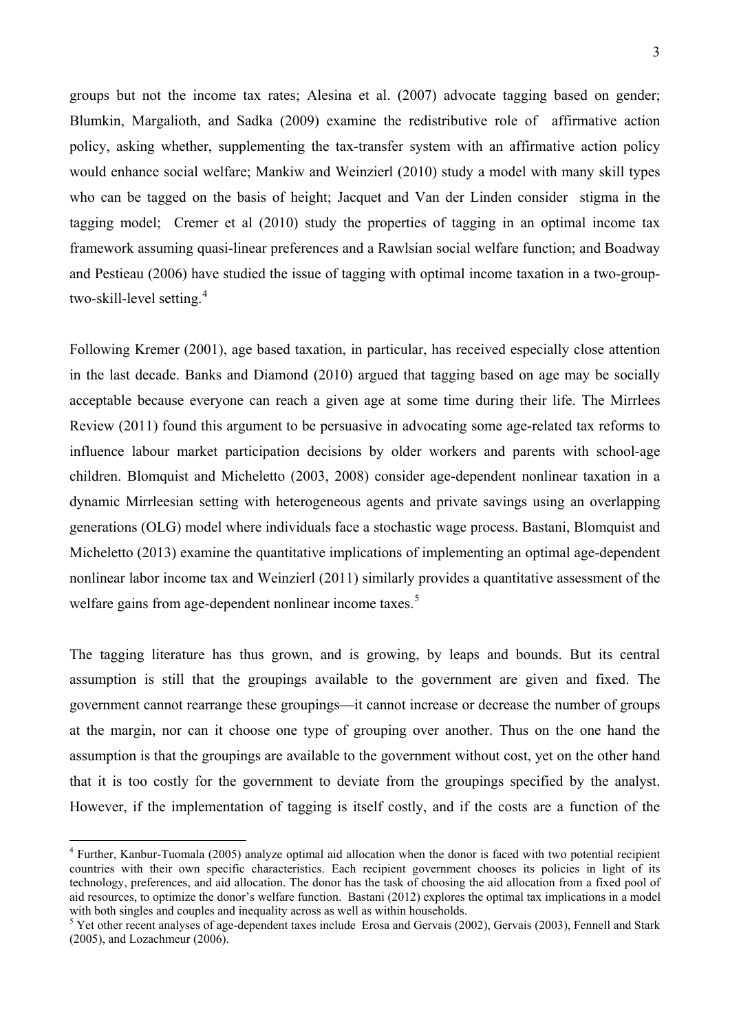groups but not the income tax rates; Alesina et al. (2007) advocate tagging based on gender; Blumkin, Margalioth, and Sadka (2009) examine the redistributive role of affirmative action policy, asking whether, supplementing the tax-transfer system with an affirmative action policy would enhance social welfare; Mankiw and Weinzierl (2010) study a model with many skill types who can be tagged on the basis of height; Jacquet and Van der Linden consider stigma in the tagging model; Cremer et al (2010) study the properties of tagging in an optimal income tax framework assuming quasi-linear preferences and a Rawlsian social welfare function; and Boadway and Pestieau (2006) have studied the issue of tagging with optimal income taxation in a two-group-two-skill-level setting.[4]

Following Kremer (2001), age based taxation, in particular, has received especially close attention in the last decade. Banks and Diamond (2010) argued that tagging based on age may be socially acceptable because everyone can reach a given age at some time during their life. The Mirrlees Review (2011) found this argument to be persuasive in advocating some age-related tax reforms to influence labour market participation decisions by older workers and parents with school-age children. Blomquist and Micheletto (2003, 2008) consider age-dependent nonlinear taxation in a dynamic Mirrleesian setting with heterogeneous agents and private savings using an overlapping generations (OLG) model where individuals face a stochastic wage process. Bastani, Blomquist and Micheletto (2013) examine the quantitative implications of implementing an optimal age-dependent nonlinear labor income tax and Weinzierl (2011) similarly provides a quantitative assessment of the welfare gains from age-dependent nonlinear income taxes.[5]

The tagging literature has thus grown, and is growing, by leaps and bounds. But its central assumption is still that the groupings available to the government are given and fixed. The government cannot rearrange these groupings—it cannot increase or decrease the number of groups at the margin, nor can it choose one type of grouping over another. Thus on the one hand the assumption is that the groupings are available to the government without cost, yet on the other hand that it is too costly for the government to deviate from the groupings specified by the analyst. However, if the implementation of tagging is itself costly, and if the costs are a function of the

[4] Further, Kanbur-Tuomala (2005) analyze optimal aid allocation when the donor is faced with two potential recipient countries with their own specific characteristics. Each recipient government chooses its policies in light of its technology, preferences, and aid allocation. The donor has the task of choosing the aid allocation from a fixed pool of aid resources, to optimize the donor's welfare function. Bastani (2012) explores the optimal tax implications in a model with both singles and couples and inequality across as well as within households.

[5] Yet other recent analyses of age-dependent taxes include Erosa and Gervais (2002), Gervais (2003), Fennell and Stark (2005), and Lozachmeur (2006).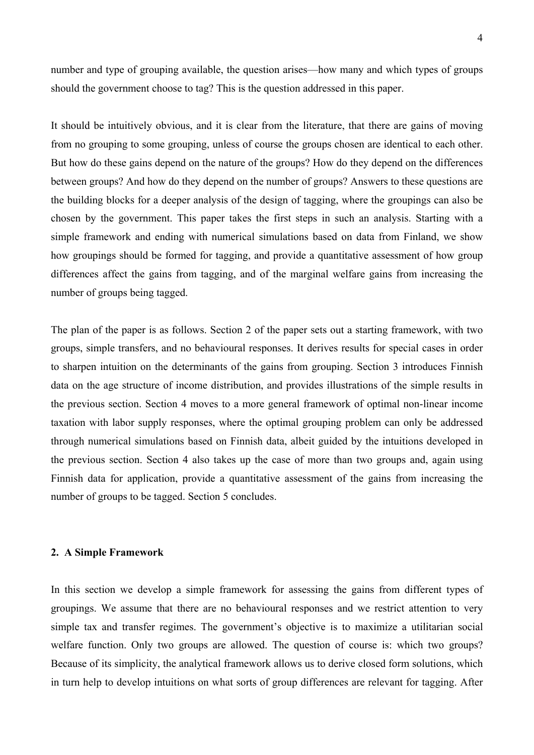number and type of grouping available, the question arises—how many and which types of groups should the government choose to tag? This is the question addressed in this paper.

It should be intuitively obvious, and it is clear from the literature, that there are gains of moving from no grouping to some grouping, unless of course the groups chosen are identical to each other. But how do these gains depend on the nature of the groups? How do they depend on the differences between groups? And how do they depend on the number of groups? Answers to these questions are the building blocks for a deeper analysis of the design of tagging, where the groupings can also be chosen by the government. This paper takes the first steps in such an analysis. Starting with a simple framework and ending with numerical simulations based on data from Finland, we show how groupings should be formed for tagging, and provide a quantitative assessment of how group differences affect the gains from tagging, and of the marginal welfare gains from increasing the number of groups being tagged.

The plan of the paper is as follows. Section 2 of the paper sets out a starting framework, with two groups, simple transfers, and no behavioural responses. It derives results for special cases in order to sharpen intuition on the determinants of the gains from grouping. Section 3 introduces Finnish data on the age structure of income distribution, and provides illustrations of the simple results in the previous section. Section 4 moves to a more general framework of optimal non-linear income taxation with labor supply responses, where the optimal grouping problem can only be addressed through numerical simulations based on Finnish data, albeit guided by the intuitions developed in the previous section. Section 4 also takes up the case of more than two groups and, again using Finnish data for application, provide a quantitative assessment of the gains from increasing the number of groups to be tagged. Section 5 concludes.

## 2. A Simple Framework

In this section we develop a simple framework for assessing the gains from different types of groupings. We assume that there are no behavioural responses and we restrict attention to very simple tax and transfer regimes. The government's objective is to maximize a utilitarian social welfare function. Only two groups are allowed. The question of course is: which two groups? Because of its simplicity, the analytical framework allows us to derive closed form solutions, which in turn help to develop intuitions on what sorts of group differences are relevant for tagging. After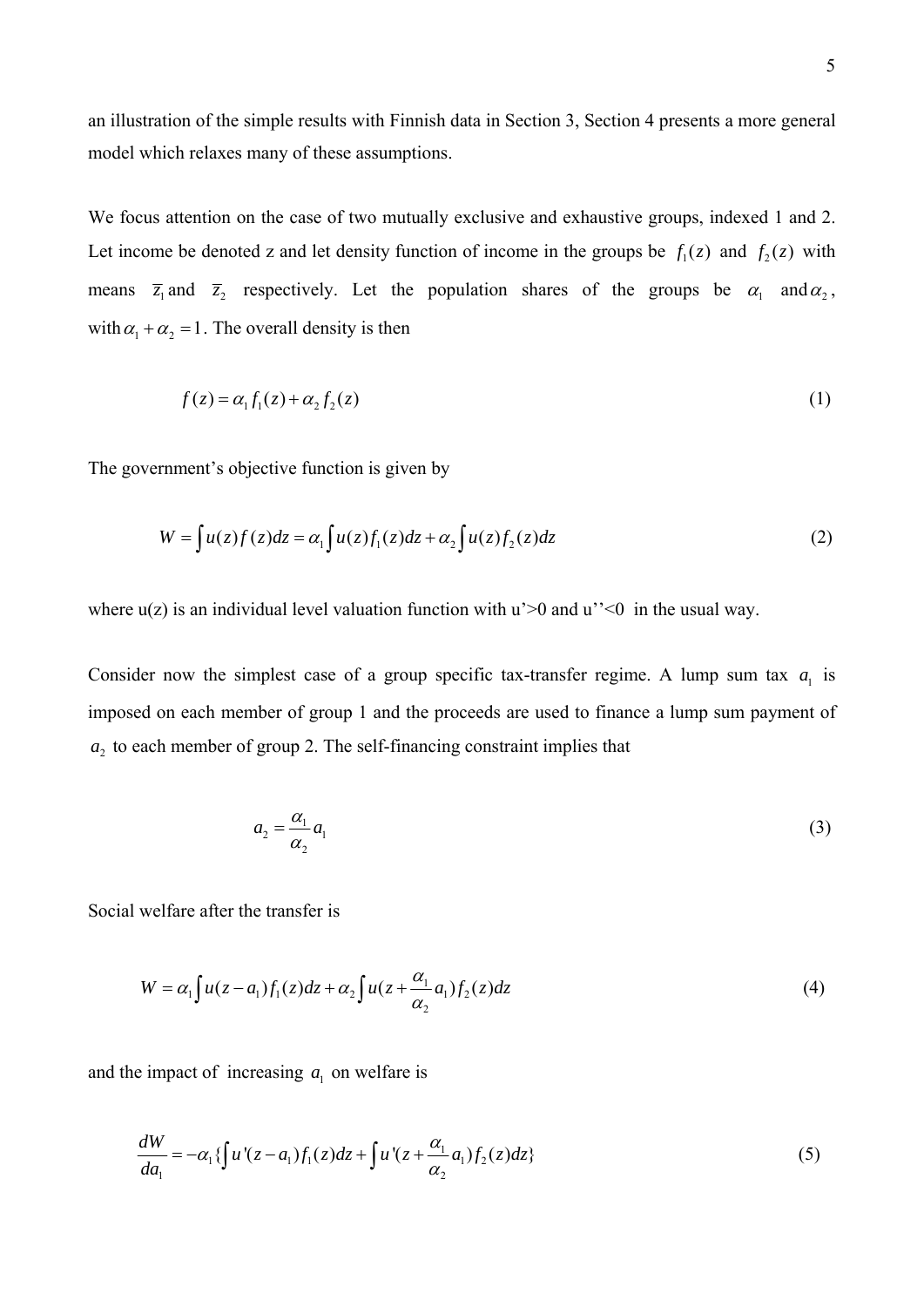an illustration of the simple results with Finnish data in Section 3, Section 4 presents a more general model which relaxes many of these assumptions.

We focus attention on the case of two mutually exclusive and exhaustive groups, indexed 1 and 2. Let income be denoted z and let density function of income in the groups be $f_1(z)$ and $f_2(z)$ with means $\overline{z}_1$ and $\overline{z}_2$ respectively. Let the population shares of the groups be $\alpha_1$ and $\alpha_2$, with $\alpha_1 + \alpha_2 = 1$. The overall density is then

$$f(z) = \alpha_1 f_1(z) + \alpha_2 f_2(z) \tag{1}$$

The government's objective function is given by

$$W = \int u(z) f(z) dz = \alpha_1 \int u(z) f_1(z) dz + \alpha_2 \int u(z) f_2(z) dz \tag{2}$$

where u(z) is an individual level valuation function with u'>0 and u''<0 in the usual way.

Consider now the simplest case of a group specific tax-transfer regime. A lump sum tax $a_1$ is imposed on each member of group 1 and the proceeds are used to finance a lump sum payment of $a_2$ to each member of group 2. The self-financing constraint implies that

$$a_2 = \frac{\alpha_1}{\alpha_2} a_1 \tag{3}$$

Social welfare after the transfer is

$$W = \alpha_1 \int u(z - a_1) f_1(z) dz + \alpha_2 \int u(z + \frac{\alpha_1}{\alpha_2} a_1) f_2(z) dz \tag{4}$$

and the impact of increasing $a_1$ on welfare is

$$\frac{dW}{da_1} = -\alpha_1 \{ \int u'(z - a_1) f_1(z) dz + \int u'(z + \frac{\alpha_1}{\alpha_2} a_1) f_2(z) dz \} \tag{5}$$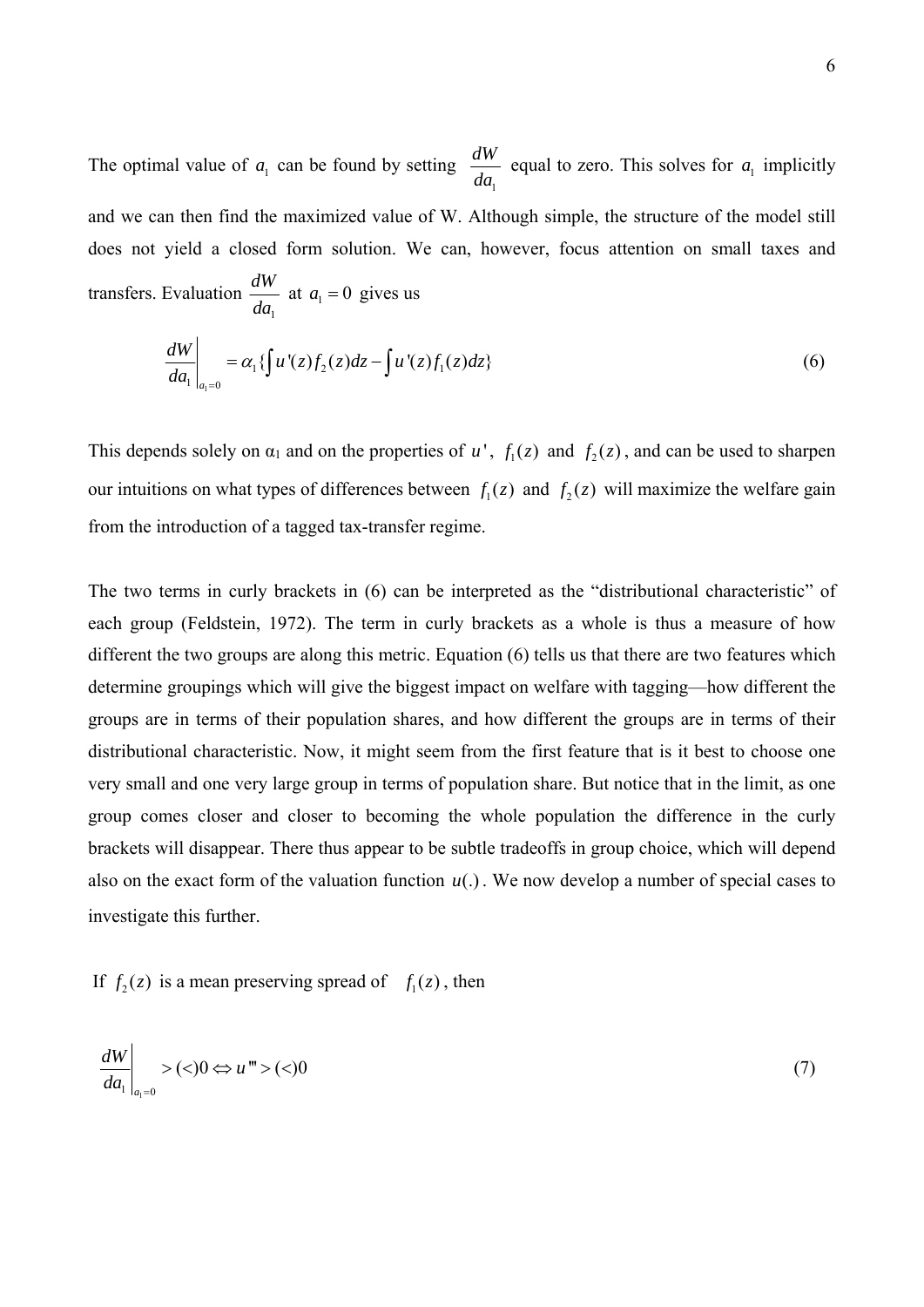The optimal value of $a_1$ can be found by setting $\frac{dW}{da_1}$ equal to zero. This solves for $a_1$ implicitly and we can then find the maximized value of W. Although simple, the structure of the model still does not yield a closed form solution. We can, however, focus attention on small taxes and transfers. Evaluation $\frac{dW}{da_1}$ at $a_1 = 0$ gives us

$$\left.\frac{dW}{da_1}\right|_{a_1=0} = \alpha_1 \{\int u'(z) f_2(z) dz - \int u'(z) f_1(z) dz\} \tag{6}$$

This depends solely on $\alpha_1$ and on the properties of $u'$, $f_1(z)$ and $f_2(z)$, and can be used to sharpen our intuitions on what types of differences between $f_1(z)$ and $f_2(z)$ will maximize the welfare gain from the introduction of a tagged tax-transfer regime.

The two terms in curly brackets in (6) can be interpreted as the "distributional characteristic" of each group (Feldstein, 1972). The term in curly brackets as a whole is thus a measure of how different the two groups are along this metric. Equation (6) tells us that there are two features which determine groupings which will give the biggest impact on welfare with tagging—how different the groups are in terms of their population shares, and how different the groups are in terms of their distributional characteristic. Now, it might seem from the first feature that is it best to choose one very small and one very large group in terms of population share. But notice that in the limit, as one group comes closer and closer to becoming the whole population the difference in the curly brackets will disappear. There thus appear to be subtle tradeoffs in group choice, which will depend also on the exact form of the valuation function $u(.)$. We now develop a number of special cases to investigate this further.

If $f_2(z)$ is a mean preserving spread of $f_1(z)$, then

$$\left.\frac{dW}{da_1}\right|_{a_1=0} > (<) 0 \Leftrightarrow u''' > (<) 0 \tag{7}$$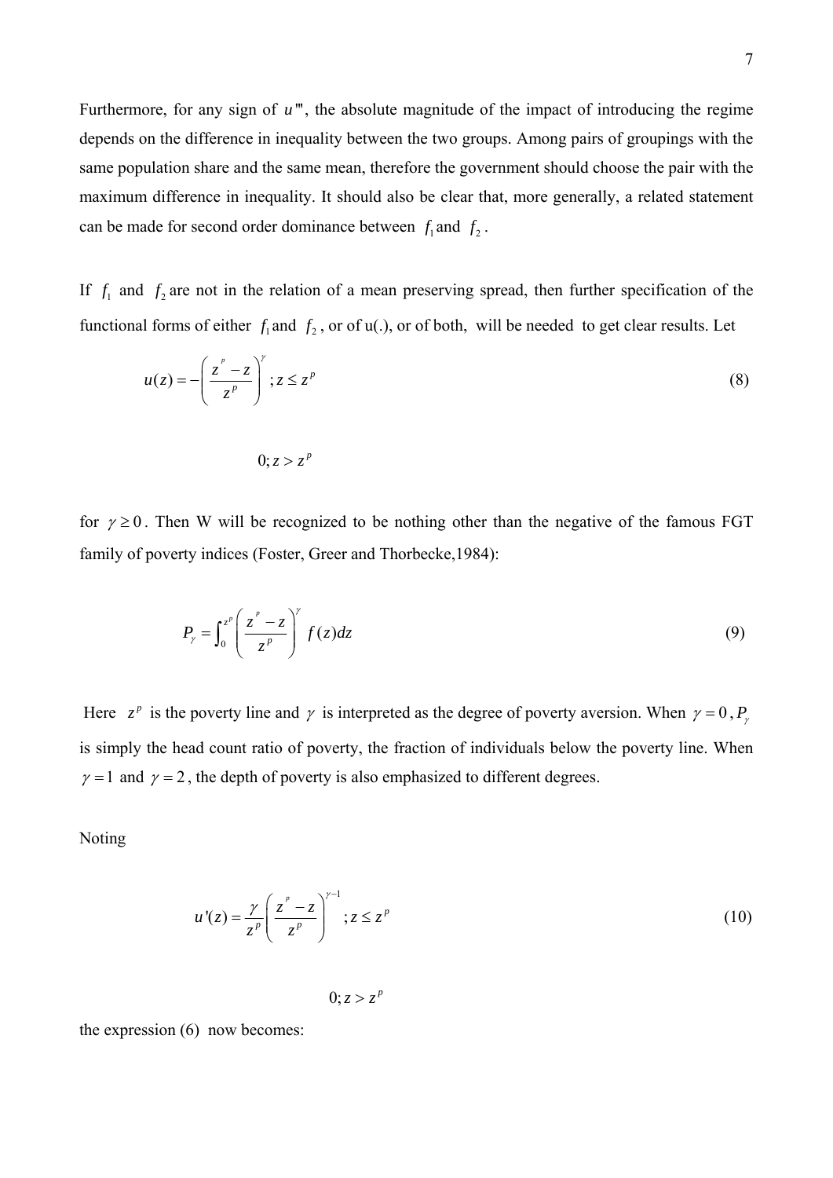Furthermore, for any sign of $u'''$, the absolute magnitude of the impact of introducing the regime depends on the difference in inequality between the two groups. Among pairs of groupings with the same population share and the same mean, therefore the government should choose the pair with the maximum difference in inequality. It should also be clear that, more generally, a related statement can be made for second order dominance between $f_1$ and $f_2$.

If $f_1$ and $f_2$ are not in the relation of a mean preserving spread, then further specification of the functional forms of either $f_1$ and $f_2$, or of u(.), or of both, will be needed to get clear results. Let

$$u(z) = -\left(\frac{z^p - z}{z^p}\right)^{\gamma}; z \leq z^p \tag{8}$$

$$0; z > z^p$$

for $\gamma \geq 0$. Then W will be recognized to be nothing other than the negative of the famous FGT family of poverty indices (Foster, Greer and Thorbecke,1984):

$$P_{\gamma} = \int_0^{z^p} \left(\frac{z^p - z}{z^p}\right)^{\gamma} f(z)dz \tag{9}$$

Here $z^p$ is the poverty line and $\gamma$ is interpreted as the degree of poverty aversion. When $\gamma = 0$, $P_{\gamma}$ is simply the head count ratio of poverty, the fraction of individuals below the poverty line. When $\gamma = 1$ and $\gamma = 2$, the depth of poverty is also emphasized to different degrees.

Noting

$$u'(z) = \frac{\gamma}{z^p}\left(\frac{z^p - z}{z^p}\right)^{\gamma - 1}; z \leq z^p \tag{10}$$

$$0; z > z^p$$

the expression (6) now becomes: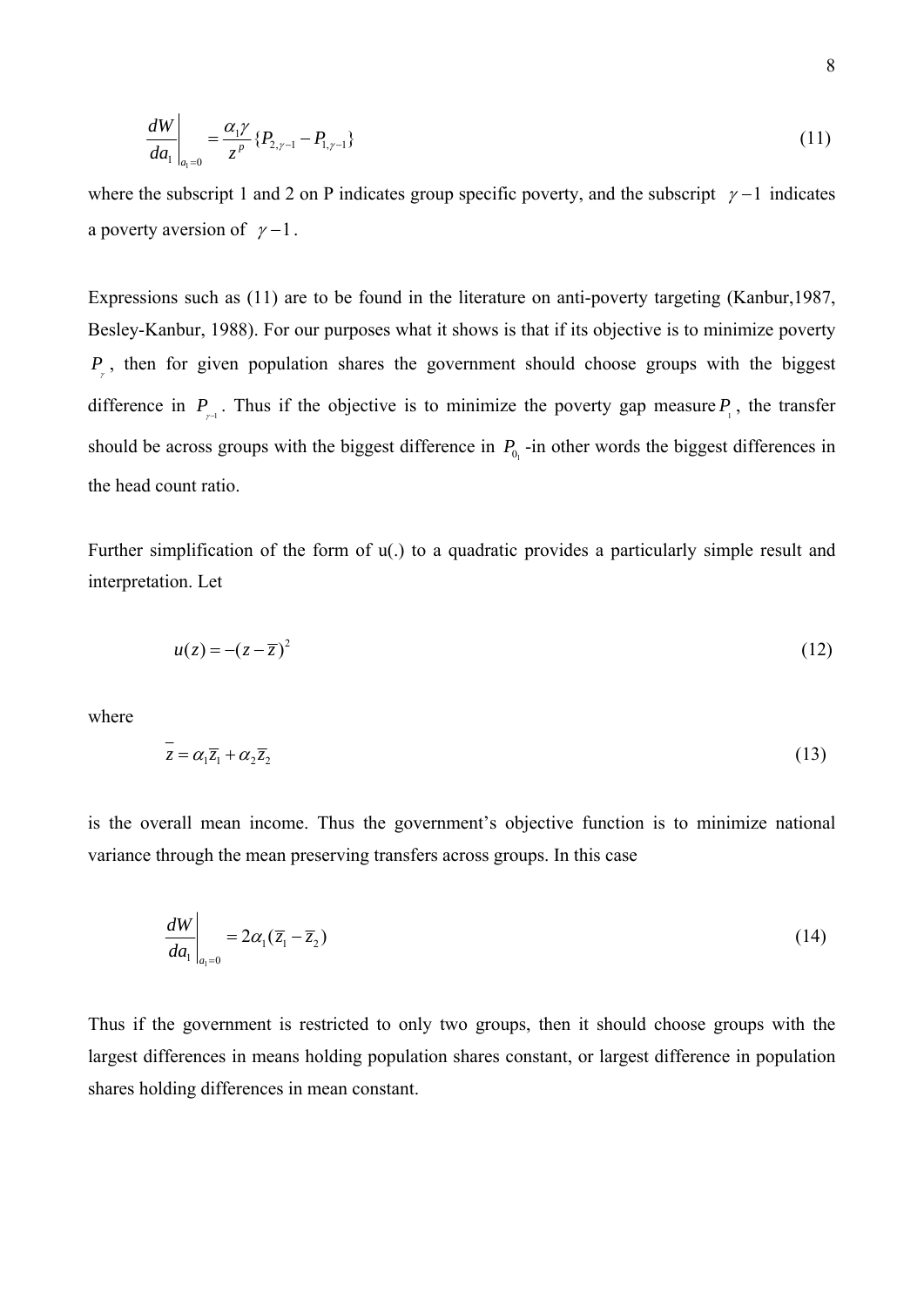$$\left.\frac{dW}{da_1}\right|_{a_1=0} = \frac{\alpha_1 \gamma}{z^p}\{P_{2,\gamma-1} - P_{1,\gamma-1}\} \tag{11}$$

where the subscript 1 and 2 on P indicates group specific poverty, and the subscript $\gamma - 1$ indicates a poverty aversion of $\gamma - 1$.

Expressions such as (11) are to be found in the literature on anti-poverty targeting (Kanbur,1987, Besley-Kanbur, 1988). For our purposes what it shows is that if its objective is to minimize poverty $P_{\gamma}$, then for given population shares the government should choose groups with the biggest difference in $P_{\gamma-1}$. Thus if the objective is to minimize the poverty gap measure $P_1$, the transfer should be across groups with the biggest difference in $P_0$ -in other words the biggest differences in the head count ratio.

Further simplification of the form of u(.) to a quadratic provides a particularly simple result and interpretation. Let

$$u(z) = -(z - \bar{z})^2 \tag{12}$$

where

$$\bar{z} = \alpha_1 \bar{z}_1 + \alpha_2 \bar{z}_2 \tag{13}$$

is the overall mean income. Thus the government's objective function is to minimize national variance through the mean preserving transfers across groups. In this case

$$\left.\frac{dW}{da_1}\right|_{a_1=0} = 2\alpha_1(\bar{z}_1 - \bar{z}_2) \tag{14}$$

Thus if the government is restricted to only two groups, then it should choose groups with the largest differences in means holding population shares constant, or largest difference in population shares holding differences in mean constant.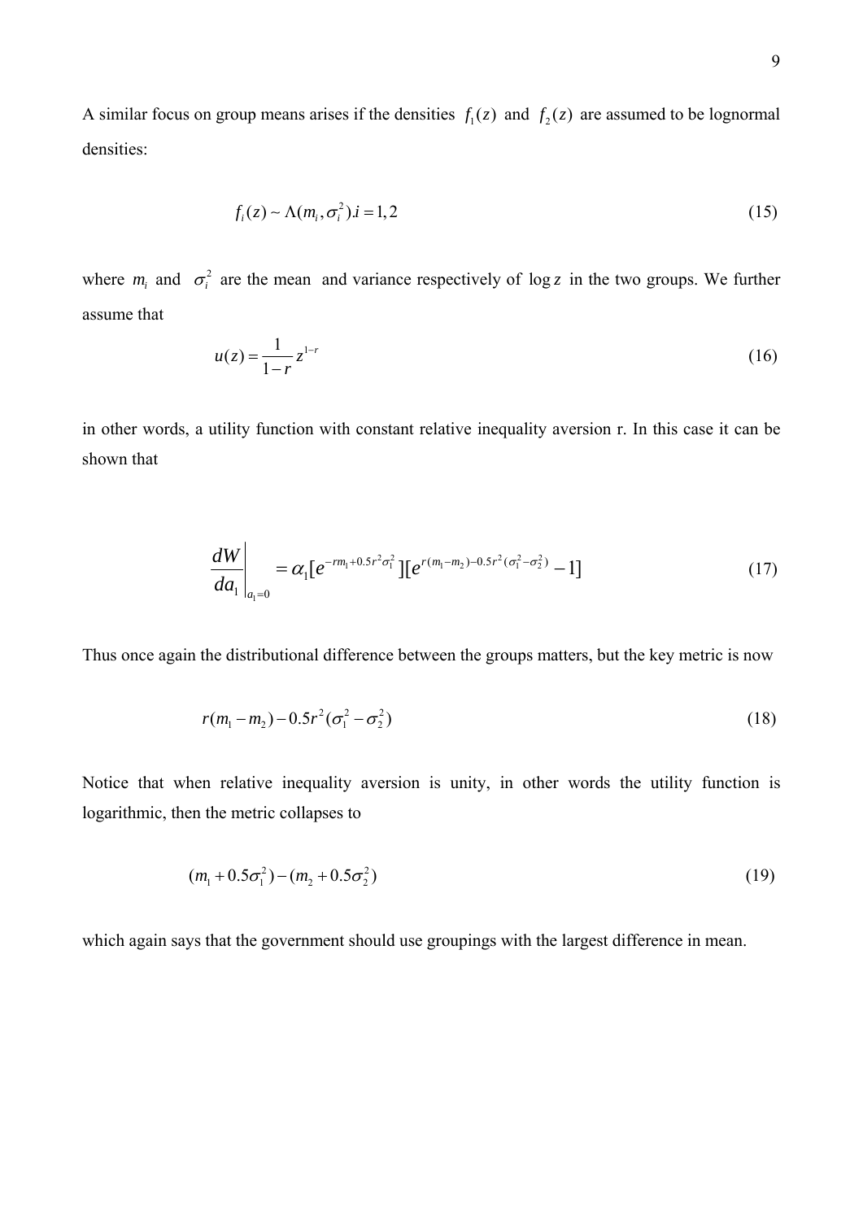A similar focus on group means arises if the densities $f_1(z)$ and $f_2(z)$ are assumed to be lognormal densities:

$$f_i(z) \sim \Lambda(m_i, \sigma_i^2).i = 1,2 \tag{15}$$

where $m_i$ and $\sigma_i^2$ are the mean and variance respectively of $\log z$ in the two groups. We further assume that

$$u(z) = \frac{1}{1-r} z^{1-r} \tag{16}$$

in other words, a utility function with constant relative inequality aversion r. In this case it can be shown that

$$\left. \frac{dW}{da_1} \right|_{a_1=0} = \alpha_1 [e^{-rm_1 + 0.5r^2\sigma_1^2}][e^{r(m_1-m_2)-0.5r^2(\sigma_1^2-\sigma_2^2)} - 1] \tag{17}$$

Thus once again the distributional difference between the groups matters, but the key metric is now

$$r(m_1 - m_2) - 0.5r^2(\sigma_1^2 - \sigma_2^2) \tag{18}$$

Notice that when relative inequality aversion is unity, in other words the utility function is logarithmic, then the metric collapses to

$$(m_1 + 0.5\sigma_1^2) - (m_2 + 0.5\sigma_2^2) \tag{19}$$

which again says that the government should use groupings with the largest difference in mean.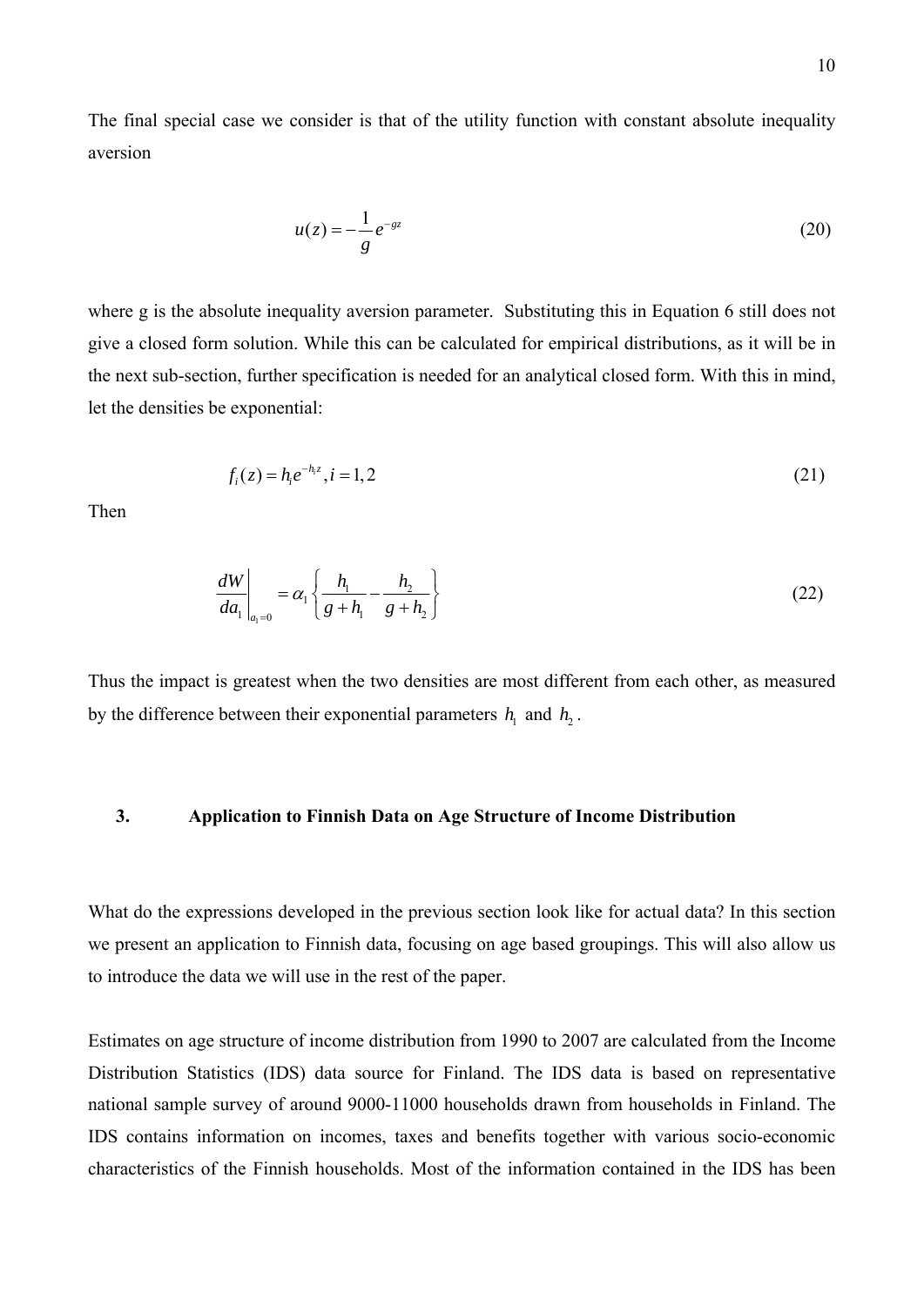The final special case we consider is that of the utility function with constant absolute inequality aversion

$$u(z) = -\frac{1}{g}e^{-gz} \tag{20}$$

where g is the absolute inequality aversion parameter. Substituting this in Equation 6 still does not give a closed form solution. While this can be calculated for empirical distributions, as it will be in the next sub-section, further specification is needed for an analytical closed form. With this in mind, let the densities be exponential:

$$f_i(z) = h_i e^{-h_i z}, i = 1,2 \tag{21}$$

Then

$$\left.\frac{dW}{da_1}\right|_{a_1=0} = \alpha_1 \left\{ \frac{h_1}{g+h_1} - \frac{h_2}{g+h_2} \right\} \tag{22}$$

Thus the impact is greatest when the two densities are most different from each other, as measured by the difference between their exponential parameters $h_1$ and $h_2$.

## 3. Application to Finnish Data on Age Structure of Income Distribution

What do the expressions developed in the previous section look like for actual data? In this section we present an application to Finnish data, focusing on age based groupings. This will also allow us to introduce the data we will use in the rest of the paper.

Estimates on age structure of income distribution from 1990 to 2007 are calculated from the Income Distribution Statistics (IDS) data source for Finland. The IDS data is based on representative national sample survey of around 9000-11000 households drawn from households in Finland. The IDS contains information on incomes, taxes and benefits together with various socio-economic characteristics of the Finnish households. Most of the information contained in the IDS has been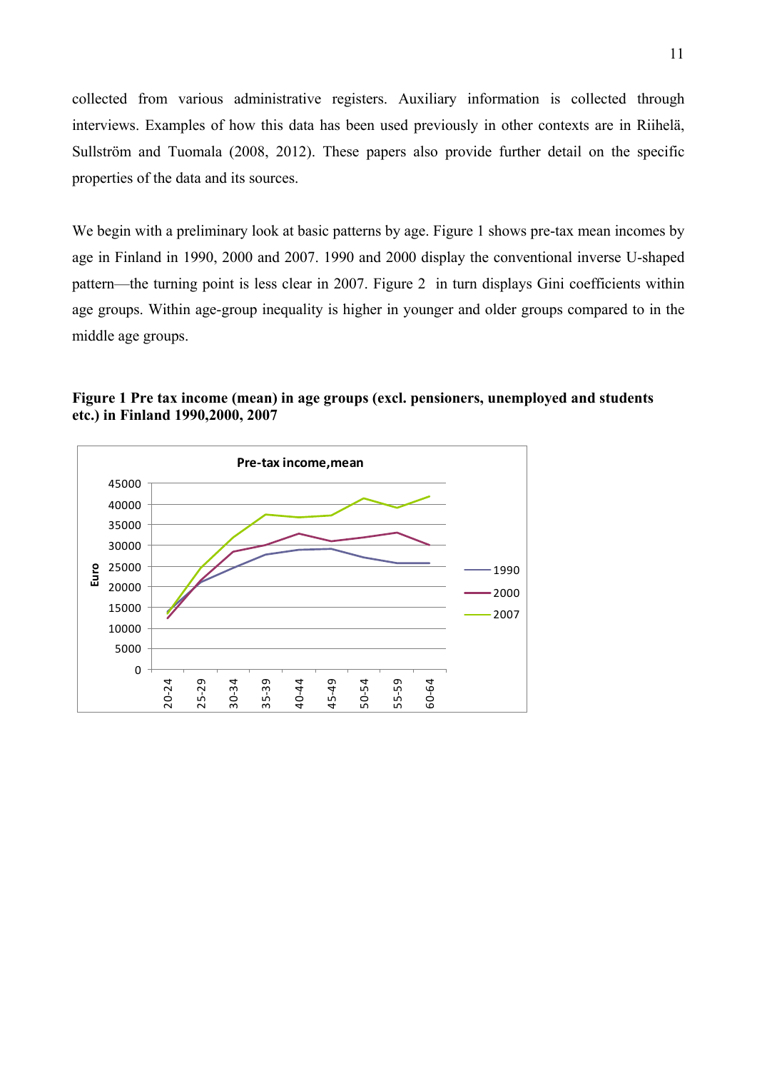collected from various administrative registers. Auxiliary information is collected through interviews. Examples of how this data has been used previously in other contexts are in Riihelä, Sullström and Tuomala (2008, 2012). These papers also provide further detail on the specific properties of the data and its sources.

We begin with a preliminary look at basic patterns by age. Figure 1 shows pre-tax mean incomes by age in Finland in 1990, 2000 and 2007. 1990 and 2000 display the conventional inverse U-shaped pattern—the turning point is less clear in 2007. Figure 2 in turn displays Gini coefficients within age groups. Within age-group inequality is higher in younger and older groups compared to in the middle age groups.

**Figure 1 Pre tax income (mean) in age groups (excl. pensioners, unemployed and students etc.) in Finland 1990,2000, 2007**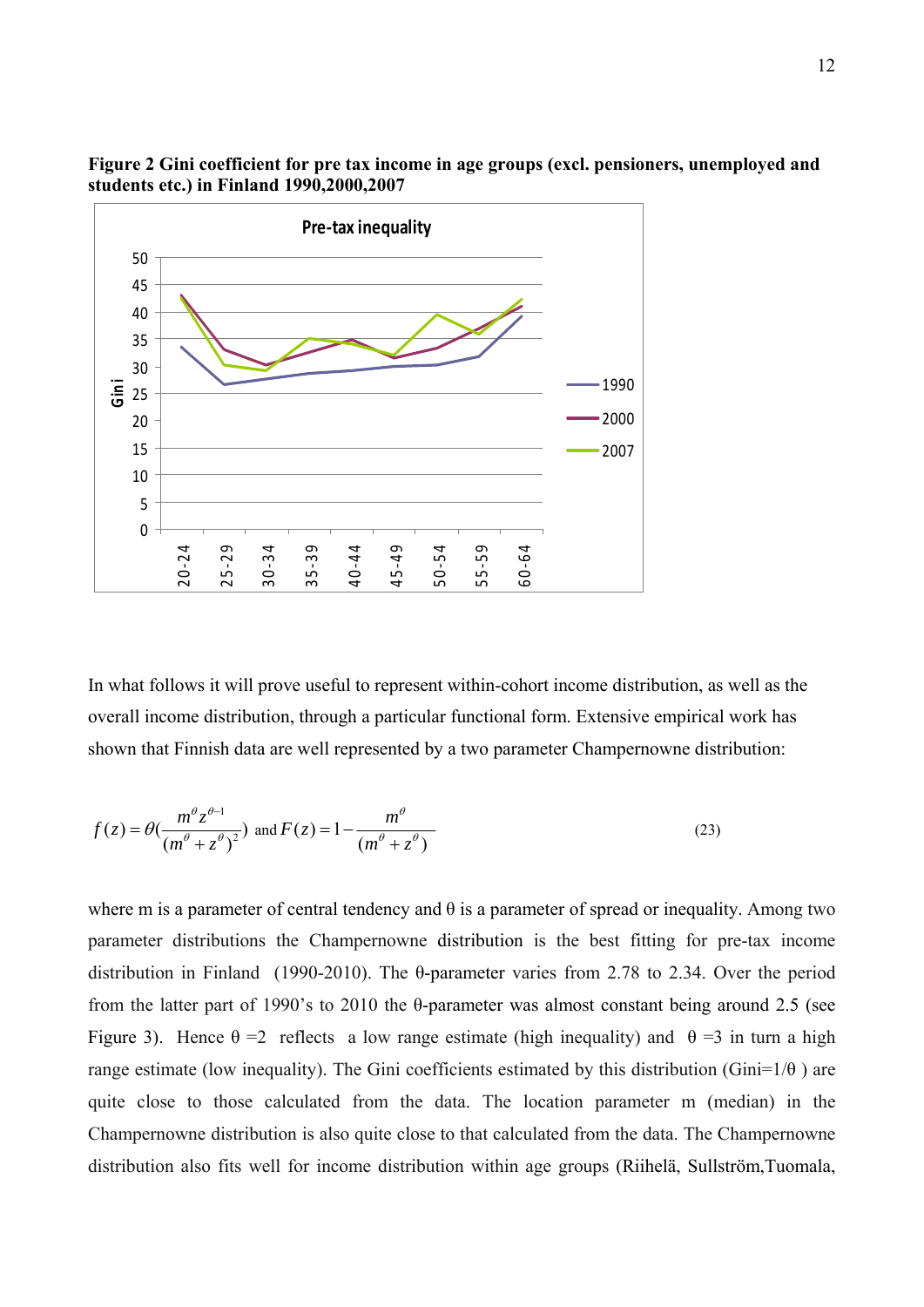**Figure 2 Gini coefficient for pre tax income in age groups (excl. pensioners, unemployed and students etc.) in Finland 1990,2000,2007**

In what follows it will prove useful to represent within-cohort income distribution, as well as the overall income distribution, through a particular functional form. Extensive empirical work has shown that Finnish data are well represented by a two parameter Champernowne distribution:

$$f(z) = \theta\left(\frac{m^{\theta} z^{\theta-1}}{(m^{\theta} + z^{\theta})^{2}}\right) \text{ and } F(z) = 1 - \frac{m^{\theta}}{(m^{\theta} + z^{\theta})} \tag{23}$$

where m is a parameter of central tendency and θ is a parameter of spread or inequality. Among two parameter distributions the Champernowne distribution is the best fitting for pre-tax income distribution in Finland (1990-2010). The θ-parameter varies from 2.78 to 2.34. Over the period from the latter part of 1990's to 2010 the θ-parameter was almost constant being around 2.5 (see Figure 3). Hence θ =2 reflects a low range estimate (high inequality) and θ =3 in turn a high range estimate (low inequality). The Gini coefficients estimated by this distribution (Gini=1/θ ) are quite close to those calculated from the data. The location parameter m (median) in the Champernowne distribution is also quite close to that calculated from the data. The Champernowne distribution also fits well for income distribution within age groups (Riihelä, Sullström,Tuomala,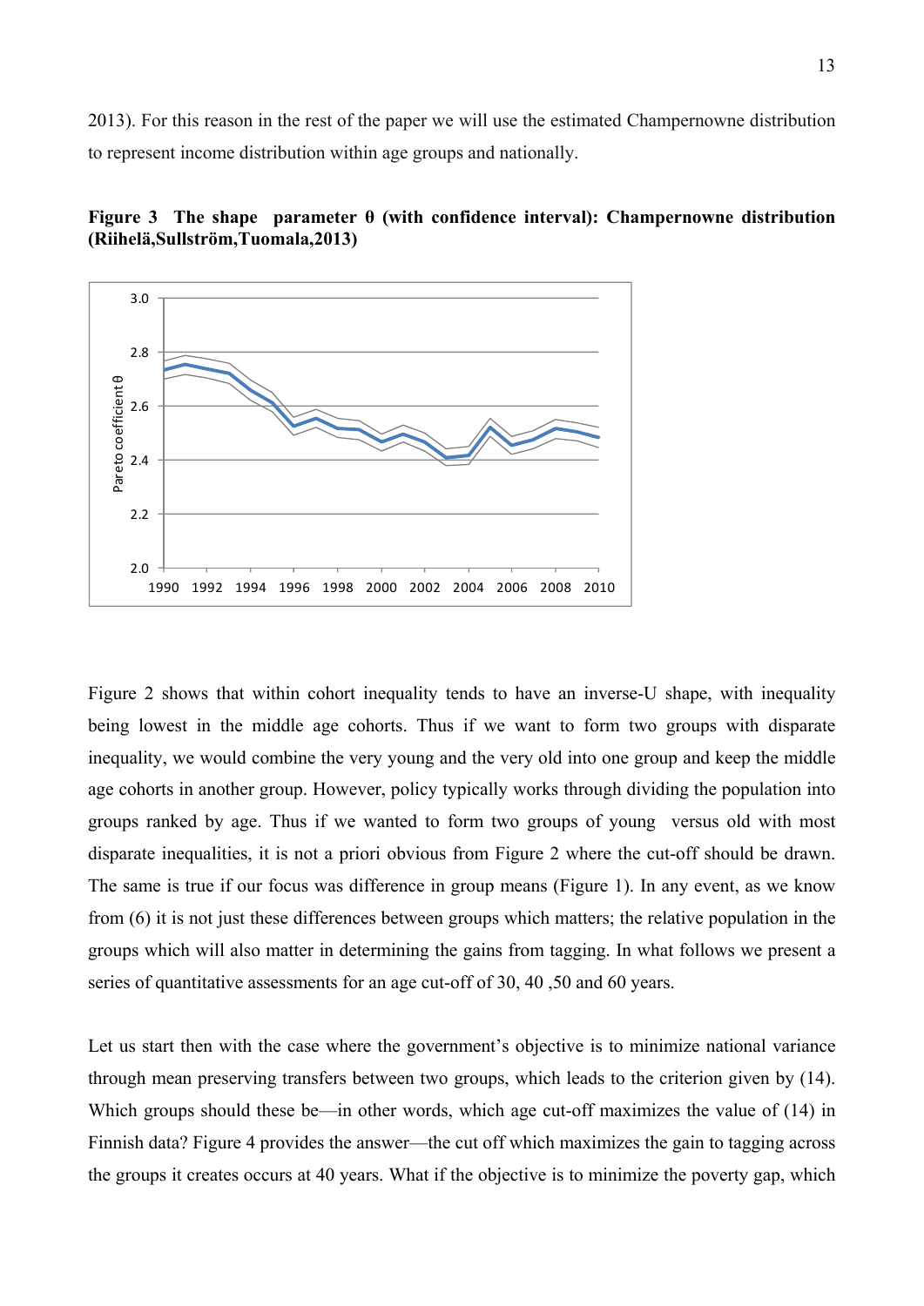2013). For this reason in the rest of the paper we will use the estimated Champernowne distribution to represent income distribution within age groups and nationally.

**Figure 3 The shape parameter θ (with confidence interval): Champernowne distribution (Riihelä,Sullström,Tuomala,2013)**

Figure 2 shows that within cohort inequality tends to have an inverse-U shape, with inequality being lowest in the middle age cohorts. Thus if we want to form two groups with disparate inequality, we would combine the very young and the very old into one group and keep the middle age cohorts in another group. However, policy typically works through dividing the population into groups ranked by age. Thus if we wanted to form two groups of young versus old with most disparate inequalities, it is not a priori obvious from Figure 2 where the cut-off should be drawn. The same is true if our focus was difference in group means (Figure 1). In any event, as we know from (6) it is not just these differences between groups which matters; the relative population in the groups which will also matter in determining the gains from tagging. In what follows we present a series of quantitative assessments for an age cut-off of 30, 40 ,50 and 60 years.

Let us start then with the case where the government's objective is to minimize national variance through mean preserving transfers between two groups, which leads to the criterion given by (14). Which groups should these be—in other words, which age cut-off maximizes the value of (14) in Finnish data? Figure 4 provides the answer—the cut off which maximizes the gain to tagging across the groups it creates occurs at 40 years. What if the objective is to minimize the poverty gap, which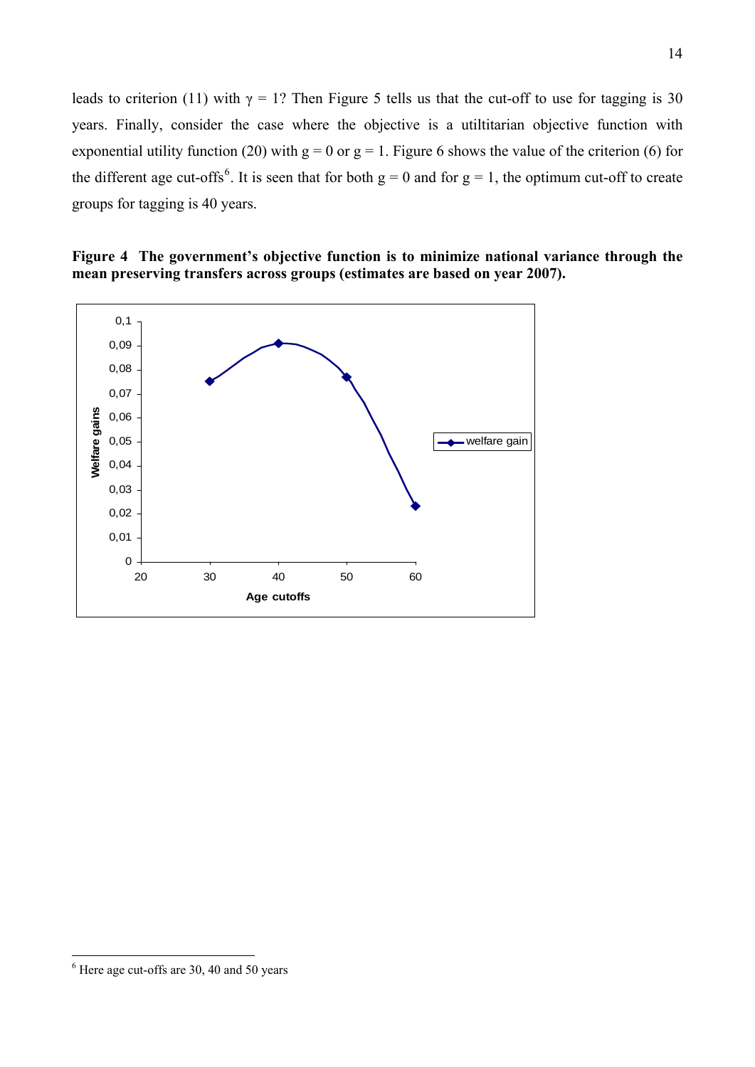leads to criterion (11) with $\gamma = 1$? Then Figure 5 tells us that the cut-off to use for tagging is 30 years. Finally, consider the case where the objective is a utiltitarian objective function with exponential utility function (20) with $g = 0$ or $g = 1$. Figure 6 shows the value of the criterion (6) for the different age cut-offs[6]. It is seen that for both $g = 0$ and for $g = 1$, the optimum cut-off to create groups for tagging is 40 years.

**Figure 4 The government's objective function is to minimize national variance through the mean preserving transfers across groups (estimates are based on year 2007).**

[6] Here age cut-offs are 30, 40 and 50 years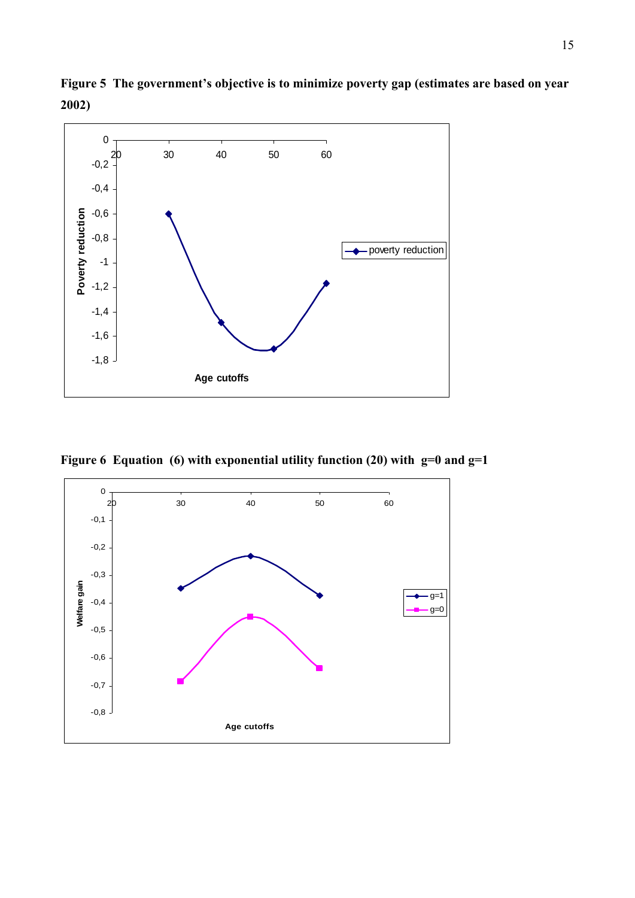**Figure 5 The government's objective is to minimize poverty gap (estimates are based on year 2002)**

**Figure 6 Equation (6) with exponential utility function (20) with g=0 and g=1**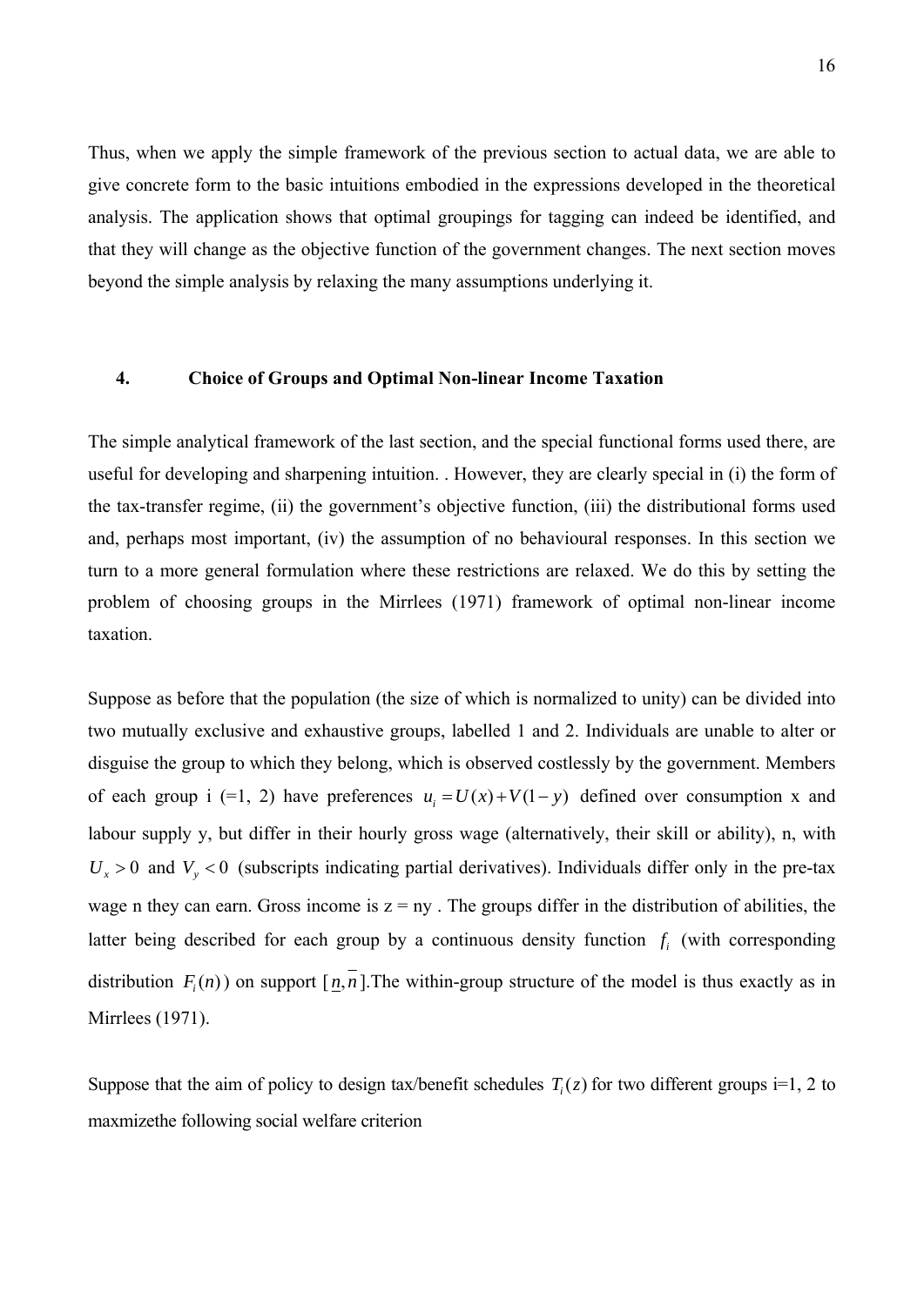Thus, when we apply the simple framework of the previous section to actual data, we are able to give concrete form to the basic intuitions embodied in the expressions developed in the theoretical analysis. The application shows that optimal groupings for tagging can indeed be identified, and that they will change as the objective function of the government changes. The next section moves beyond the simple analysis by relaxing the many assumptions underlying it.

## 4. Choice of Groups and Optimal Non-linear Income Taxation

The simple analytical framework of the last section, and the special functional forms used there, are useful for developing and sharpening intuition. . However, they are clearly special in (i) the form of the tax-transfer regime, (ii) the government's objective function, (iii) the distributional forms used and, perhaps most important, (iv) the assumption of no behavioural responses. In this section we turn to a more general formulation where these restrictions are relaxed. We do this by setting the problem of choosing groups in the Mirrlees (1971) framework of optimal non-linear income taxation.

Suppose as before that the population (the size of which is normalized to unity) can be divided into two mutually exclusive and exhaustive groups, labelled 1 and 2. Individuals are unable to alter or disguise the group to which they belong, which is observed costlessly by the government. Members of each group i (=1, 2) have preferences $u_i = U(x) + V(1-y)$ defined over consumption x and labour supply y, but differ in their hourly gross wage (alternatively, their skill or ability), n, with $U_x > 0$ and $V_y < 0$ (subscripts indicating partial derivatives). Individuals differ only in the pre-tax wage n they can earn. Gross income is z = ny . The groups differ in the distribution of abilities, the latter being described for each group by a continuous density function $f_i$ (with corresponding distribution $F_i(n)$) on support $[\underline{n}, \overline{n}]$.The within-group structure of the model is thus exactly as in Mirrlees (1971).

Suppose that the aim of policy to design tax/benefit schedules $T_i(z)$ for two different groups i=1, 2 to maxmizethe following social welfare criterion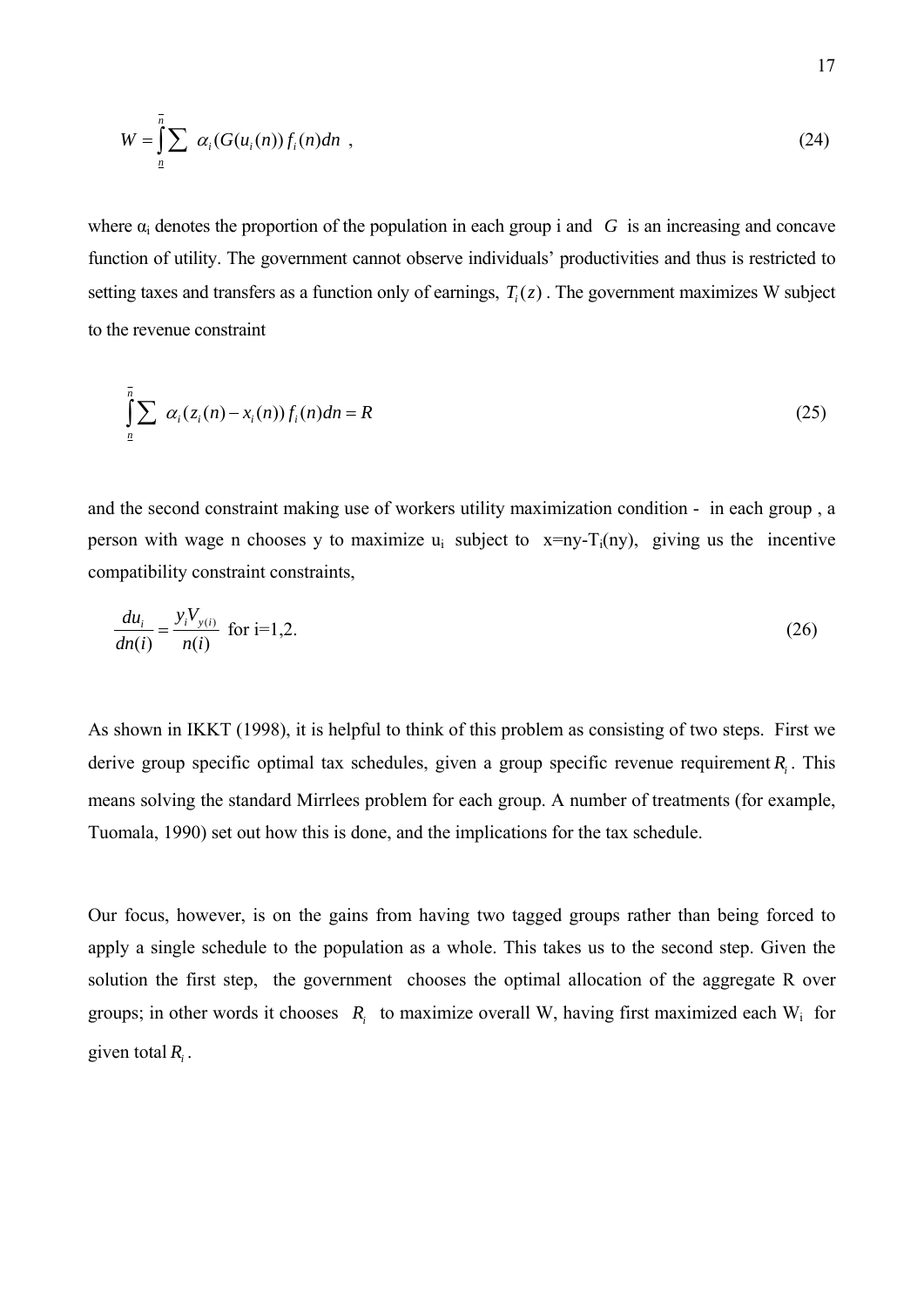$$W = \int_{\underline{n}}^{\bar{n}} \sum \alpha_i (G(u_i(n)) f_i(n) dn \ , \tag{24}$$

where $\alpha_i$ denotes the proportion of the population in each group i and $G$ is an increasing and concave function of utility. The government cannot observe individuals' productivities and thus is restricted to setting taxes and transfers as a function only of earnings, $T_i(z)$. The government maximizes W subject to the revenue constraint

$$\int_{\underline{n}}^{\bar{n}} \sum \alpha_i (z_i(n) - x_i(n)) f_i(n) dn = R \tag{25}$$

and the second constraint making use of workers utility maximization condition - in each group , a person with wage n chooses y to maximize $u_i$ subject to $x=ny-T_i(ny)$, giving us the incentive compatibility constraint constraints,

$$\frac{du_i}{dn(i)} = \frac{y_i V_{y(i)}}{n(i)} \text{ for i=1,2.} \tag{26}$$

As shown in IKKT (1998), it is helpful to think of this problem as consisting of two steps. First we derive group specific optimal tax schedules, given a group specific revenue requirement $R_i$. This means solving the standard Mirrlees problem for each group. A number of treatments (for example, Tuomala, 1990) set out how this is done, and the implications for the tax schedule.

Our focus, however, is on the gains from having two tagged groups rather than being forced to apply a single schedule to the population as a whole. This takes us to the second step. Given the solution the first step, the government chooses the optimal allocation of the aggregate R over groups; in other words it chooses $R_i$ to maximize overall W, having first maximized each $W_i$ for given total $R_i$.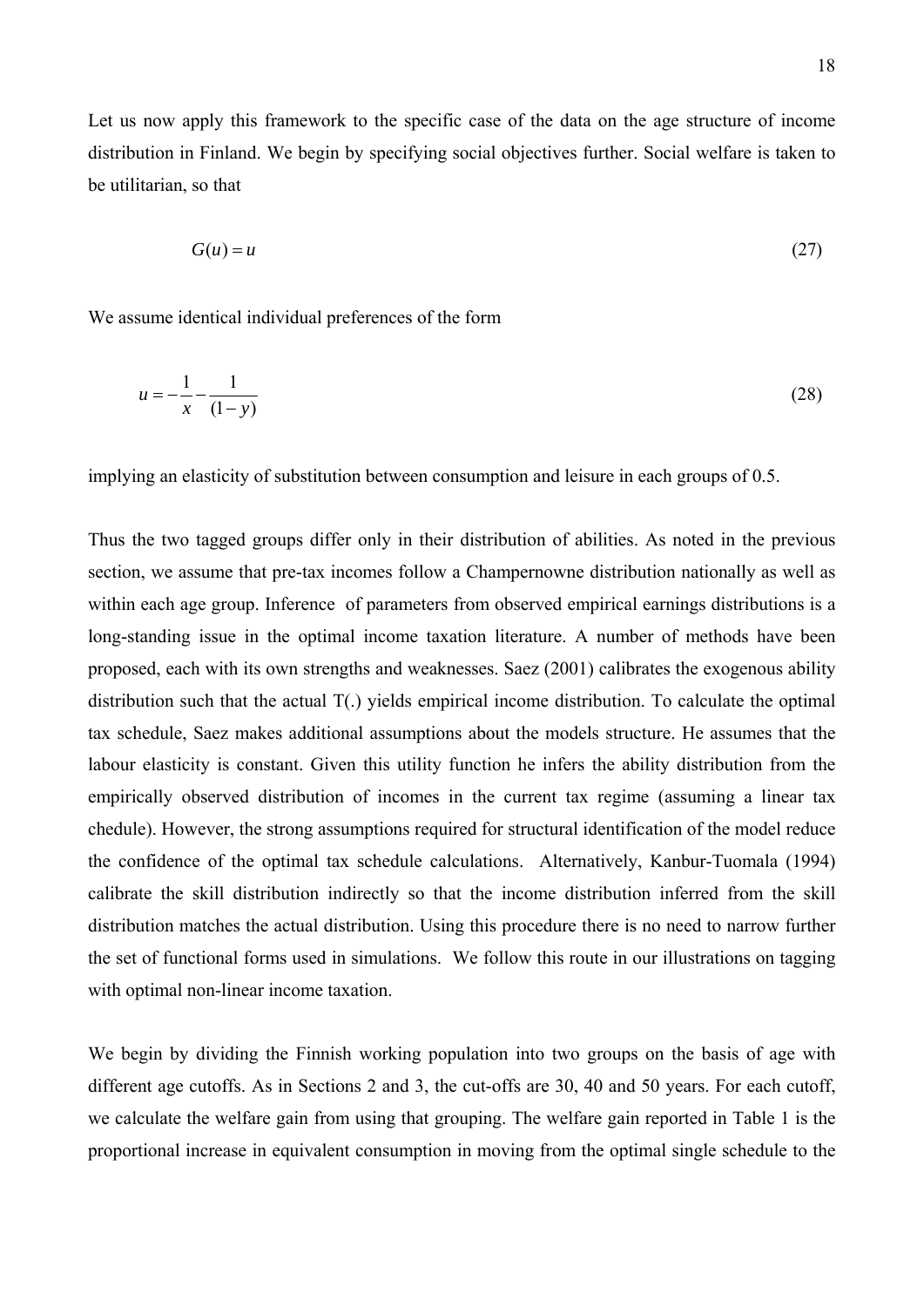Let us now apply this framework to the specific case of the data on the age structure of income distribution in Finland. We begin by specifying social objectives further. Social welfare is taken to be utilitarian, so that

$$G(u) = u \tag{27}$$

We assume identical individual preferences of the form

$$u = -\frac{1}{x} - \frac{1}{(1-y)} \tag{28}$$

implying an elasticity of substitution between consumption and leisure in each groups of 0.5.

Thus the two tagged groups differ only in their distribution of abilities. As noted in the previous section, we assume that pre-tax incomes follow a Champernowne distribution nationally as well as within each age group. Inference of parameters from observed empirical earnings distributions is a long-standing issue in the optimal income taxation literature. A number of methods have been proposed, each with its own strengths and weaknesses. Saez (2001) calibrates the exogenous ability distribution such that the actual T(.) yields empirical income distribution. To calculate the optimal tax schedule, Saez makes additional assumptions about the models structure. He assumes that the labour elasticity is constant. Given this utility function he infers the ability distribution from the empirically observed distribution of incomes in the current tax regime (assuming a linear tax chedule). However, the strong assumptions required for structural identification of the model reduce the confidence of the optimal tax schedule calculations. Alternatively, Kanbur-Tuomala (1994) calibrate the skill distribution indirectly so that the income distribution inferred from the skill distribution matches the actual distribution. Using this procedure there is no need to narrow further the set of functional forms used in simulations. We follow this route in our illustrations on tagging with optimal non-linear income taxation.

We begin by dividing the Finnish working population into two groups on the basis of age with different age cutoffs. As in Sections 2 and 3, the cut-offs are 30, 40 and 50 years. For each cutoff, we calculate the welfare gain from using that grouping. The welfare gain reported in Table 1 is the proportional increase in equivalent consumption in moving from the optimal single schedule to the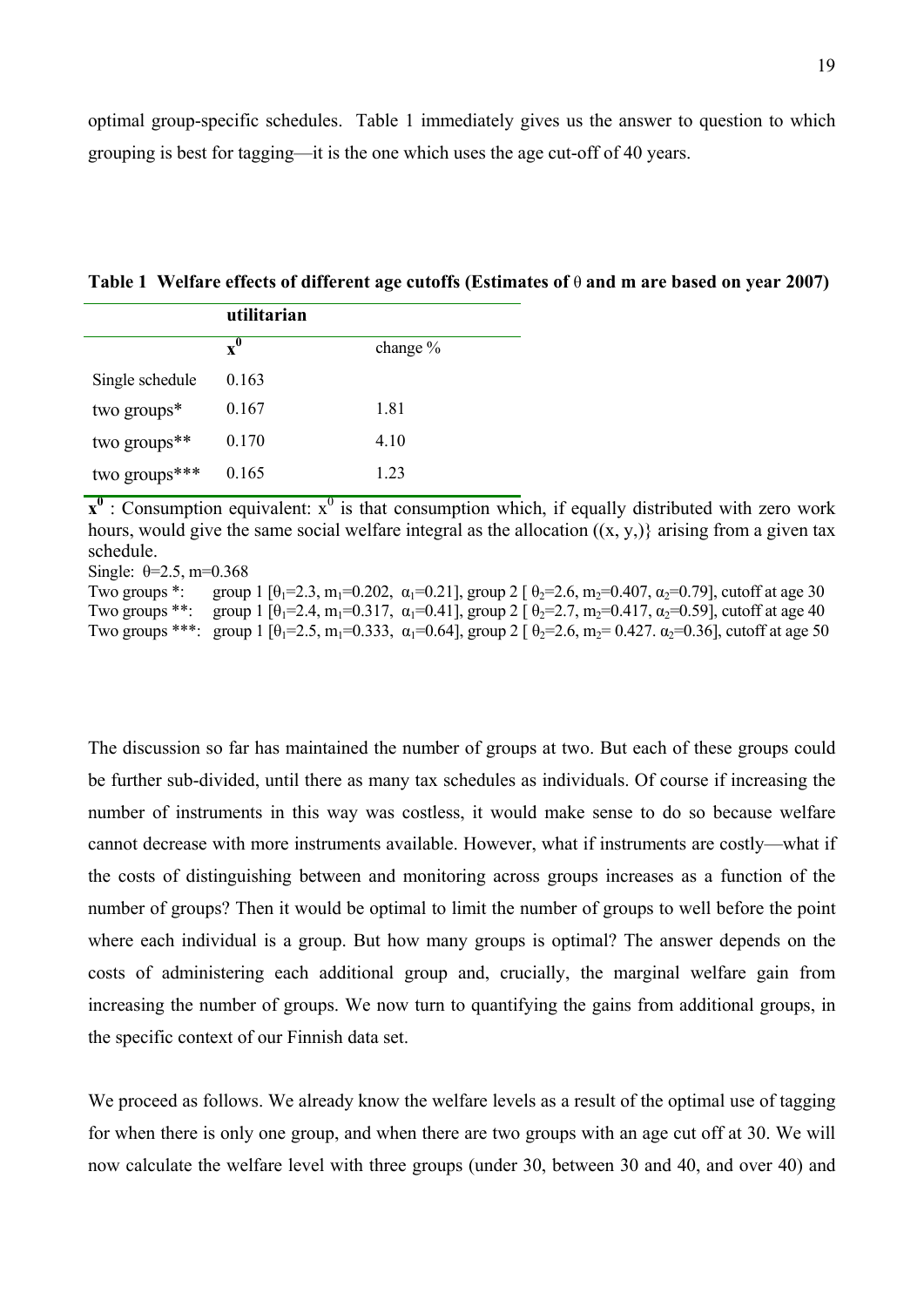optimal group-specific schedules. Table 1 immediately gives us the answer to question to which grouping is best for tagging—it is the one which uses the age cut-off of 40 years.

**Table 1 Welfare effects of different age cutoffs (Estimates of θ and m are based on year 2007)**

| | **utilitarian** | |
|---|---|---|
| | $\mathbf{x^0}$ | change % |
| Single schedule | 0.163 | |
| two groups* | 0.167 | 1.81 |
| two groups** | 0.170 | 4.10 |
| two groups*** | 0.165 | 1.23 |

$\mathbf{x^0}$ : Consumption equivalent: $x^0$ is that consumption which, if equally distributed with zero work hours, would give the same social welfare integral as the allocation ((x, y,)} arising from a given tax schedule.

Single: $\theta$=2.5, m=0.368

Two groups *: group 1 [$\theta_1$=2.3, $m_1$=0.202, $\alpha_1$=0.21], group 2 [ $\theta_2$=2.6, $m_2$=0.407, $\alpha_2$=0.79], cutoff at age 30

Two groups **: group 1 [$\theta_1$=2.4, $m_1$=0.317, $\alpha_1$=0.41], group 2 [ $\theta_2$=2.7, $m_2$=0.417, $\alpha_2$=0.59], cutoff at age 40

Two groups ***: group 1 [$\theta_1$=2.5, $m_1$=0.333, $\alpha_1$=0.64], group 2 [ $\theta_2$=2.6, $m_2$= 0.427. $\alpha_2$=0.36], cutoff at age 50

The discussion so far has maintained the number of groups at two. But each of these groups could be further sub-divided, until there as many tax schedules as individuals. Of course if increasing the number of instruments in this way was costless, it would make sense to do so because welfare cannot decrease with more instruments available. However, what if instruments are costly—what if the costs of distinguishing between and monitoring across groups increases as a function of the number of groups? Then it would be optimal to limit the number of groups to well before the point where each individual is a group. But how many groups is optimal? The answer depends on the costs of administering each additional group and, crucially, the marginal welfare gain from increasing the number of groups. We now turn to quantifying the gains from additional groups, in the specific context of our Finnish data set.

We proceed as follows. We already know the welfare levels as a result of the optimal use of tagging for when there is only one group, and when there are two groups with an age cut off at 30. We will now calculate the welfare level with three groups (under 30, between 30 and 40, and over 40) and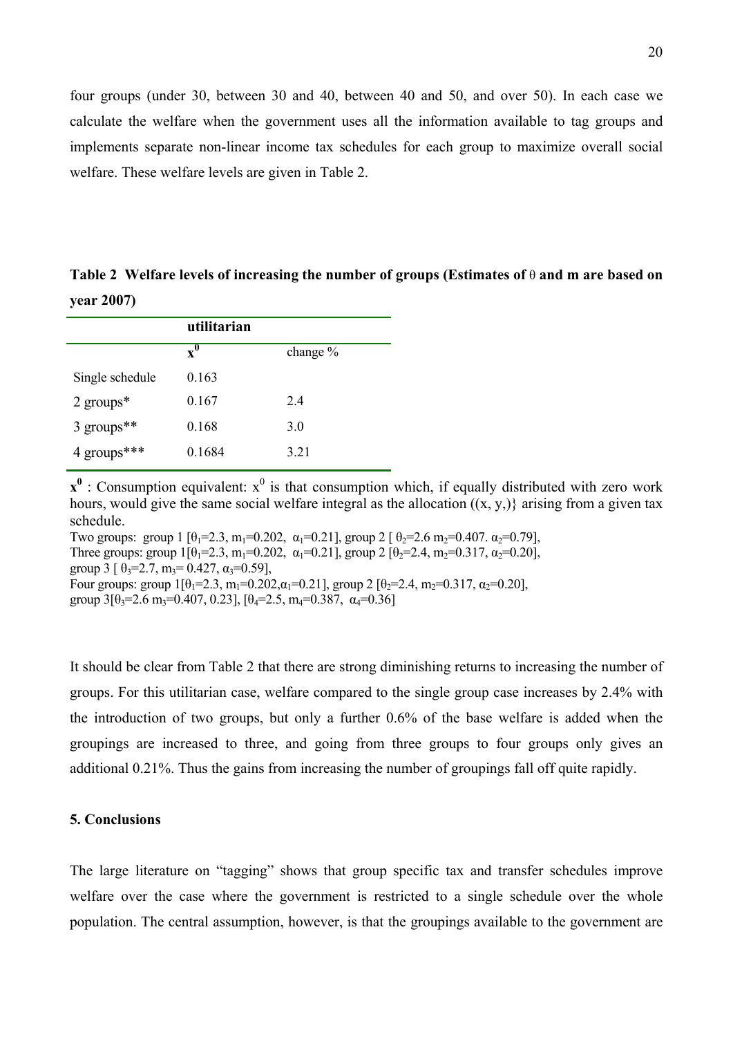four groups (under 30, between 30 and 40, between 40 and 50, and over 50). In each case we calculate the welfare when the government uses all the information available to tag groups and implements separate non-linear income tax schedules for each group to maximize overall social welfare. These welfare levels are given in Table 2.

**Table 2 Welfare levels of increasing the number of groups (Estimates of θ and m are based on year 2007)**

| | **utilitarian** | |
|---|---|---|
| | $\mathbf{x^0}$ | change % |
| Single schedule | 0.163 | |
| 2 groups* | 0.167 | 2.4 |
| 3 groups** | 0.168 | 3.0 |
| 4 groups*** | 0.1684 | 3.21 |

$\mathbf{x^0}$ : Consumption equivalent: $x^0$ is that consumption which, if equally distributed with zero work hours, would give the same social welfare integral as the allocation ((x, y,)} arising from a given tax schedule.

Two groups: group 1 [$\theta_1$=2.3, $m_1$=0.202, $\alpha_1$=0.21], group 2 [ $\theta_2$=2.6 $m_2$=0.407. $\alpha_2$=0.79],
Three groups: group 1[$\theta_1$=2.3, $m_1$=0.202, $\alpha_1$=0.21], group 2 [$\theta_2$=2.4, $m_2$=0.317, $\alpha_2$=0.20],
group 3 [ $\theta_3$=2.7, $m_3$= 0.427, $\alpha_3$=0.59],
Four groups: group 1[$\theta_1$=2.3, $m_1$=0.202,$\alpha_1$=0.21], group 2 [$\theta_2$=2.4, $m_2$=0.317, $\alpha_2$=0.20],
group 3[$\theta_3$=2.6 $m_3$=0.407, 0.23], [$\theta_4$=2.5, $m_4$=0.387, $\alpha_4$=0.36]

It should be clear from Table 2 that there are strong diminishing returns to increasing the number of groups. For this utilitarian case, welfare compared to the single group case increases by 2.4% with the introduction of two groups, but only a further 0.6% of the base welfare is added when the groupings are increased to three, and going from three groups to four groups only gives an additional 0.21%. Thus the gains from increasing the number of groupings fall off quite rapidly.

## 5. Conclusions

The large literature on "tagging" shows that group specific tax and transfer schedules improve welfare over the case where the government is restricted to a single schedule over the whole population. The central assumption, however, is that the groupings available to the government are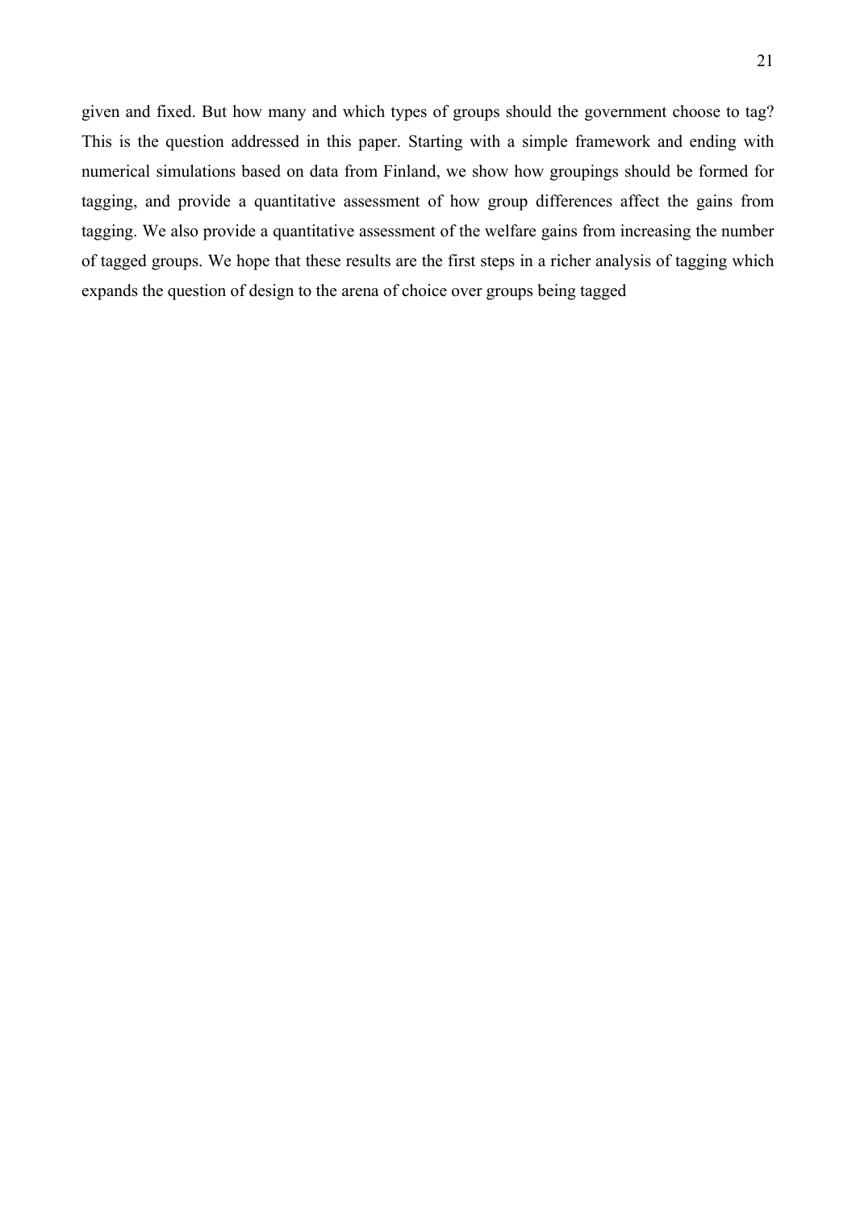given and fixed. But how many and which types of groups should the government choose to tag? This is the question addressed in this paper. Starting with a simple framework and ending with numerical simulations based on data from Finland, we show how groupings should be formed for tagging, and provide a quantitative assessment of how group differences affect the gains from tagging. We also provide a quantitative assessment of the welfare gains from increasing the number of tagged groups. We hope that these results are the first steps in a richer analysis of tagging which expands the question of design to the arena of choice over groups being tagged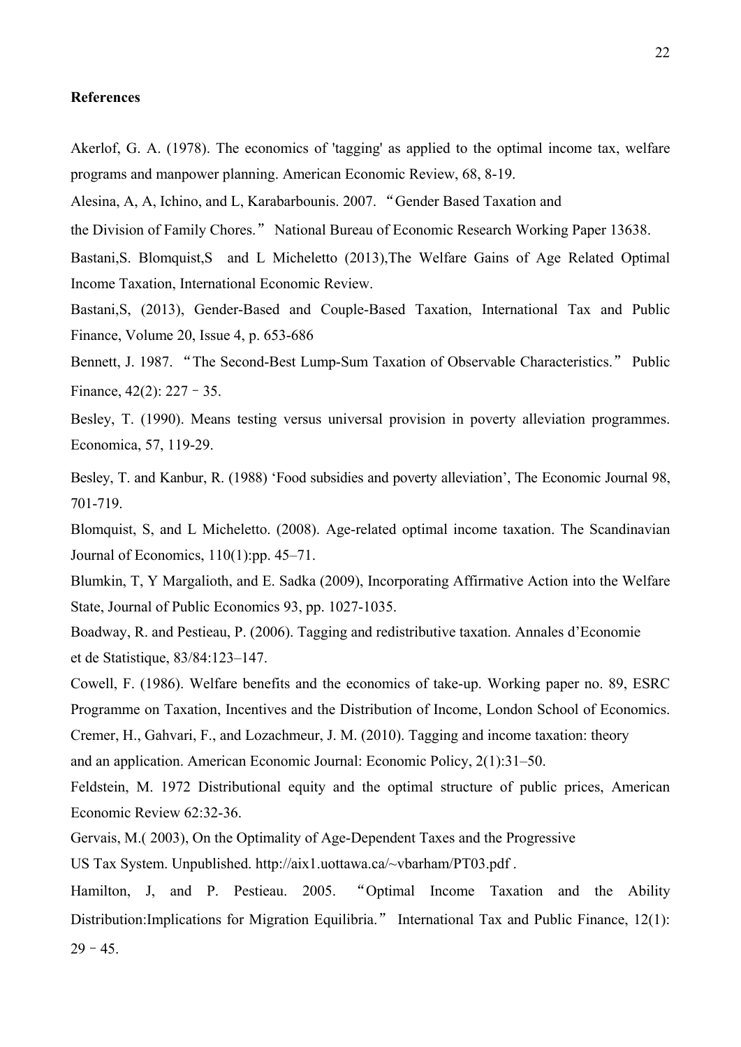**References**

Akerlof, G. A. (1978). The economics of 'tagging' as applied to the optimal income tax, welfare programs and manpower planning. American Economic Review, 68, 8-19.

Alesina, A, A, Ichino, and L, Karabarbounis. 2007. "Gender Based Taxation and the Division of Family Chores." National Bureau of Economic Research Working Paper 13638.

Bastani,S. Blomquist,S and L Micheletto (2013),The Welfare Gains of Age Related Optimal Income Taxation, International Economic Review.

Bastani,S, (2013), Gender-Based and Couple-Based Taxation, International Tax and Public Finance, Volume 20, Issue 4, p. 653-686

Bennett, J. 1987. "The Second-Best Lump-Sum Taxation of Observable Characteristics." Public Finance, 42(2): 227 – 35.

Besley, T. (1990). Means testing versus universal provision in poverty alleviation programmes. Economica, 57, 119-29.

Besley, T. and Kanbur, R. (1988) 'Food subsidies and poverty alleviation', The Economic Journal 98, 701-719.

Blomquist, S, and L Micheletto. (2008). Age-related optimal income taxation. The Scandinavian Journal of Economics, 110(1):pp. 45–71.

Blumkin, T, Y Margalioth, and E. Sadka (2009), Incorporating Affirmative Action into the Welfare State, Journal of Public Economics 93, pp. 1027-1035.

Boadway, R. and Pestieau, P. (2006). Tagging and redistributive taxation. Annales d'Economie et de Statistique, 83/84:123–147.

Cowell, F. (1986). Welfare benefits and the economics of take-up. Working paper no. 89, ESRC Programme on Taxation, Incentives and the Distribution of Income, London School of Economics.

Cremer, H., Gahvari, F., and Lozachmeur, J. M. (2010). Tagging and income taxation: theory and an application. American Economic Journal: Economic Policy, 2(1):31–50.

Feldstein, M. 1972 Distributional equity and the optimal structure of public prices, American Economic Review 62:32-36.

Gervais, M.( 2003), On the Optimality of Age-Dependent Taxes and the Progressive US Tax System. Unpublished. http://aix1.uottawa.ca/~vbarham/PT03.pdf .

Hamilton, J, and P. Pestieau. 2005. "Optimal Income Taxation and the Ability Distribution:Implications for Migration Equilibria." International Tax and Public Finance, 12(1): 29 – 45.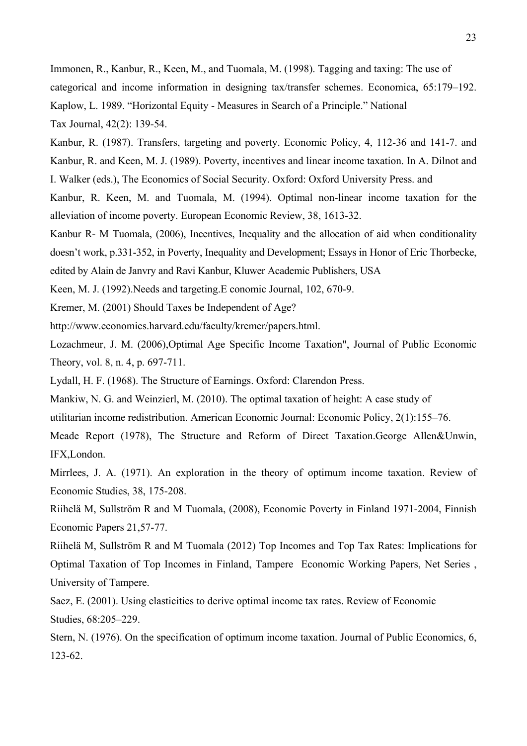Immonen, R., Kanbur, R., Keen, M., and Tuomala, M. (1998). Tagging and taxing: The use of categorical and income information in designing tax/transfer schemes. Economica, 65:179–192.

Kaplow, L. 1989. "Horizontal Equity - Measures in Search of a Principle." National Tax Journal, 42(2): 139-54.

Kanbur, R. (1987). Transfers, targeting and poverty. Economic Policy, 4, 112-36 and 141-7. and

Kanbur, R. and Keen, M. J. (1989). Poverty, incentives and linear income taxation. In A. Dilnot and I. Walker (eds.), The Economics of Social Security. Oxford: Oxford University Press. and

Kanbur, R. Keen, M. and Tuomala, M. (1994). Optimal non-linear income taxation for the alleviation of income poverty. European Economic Review, 38, 1613-32.

Kanbur R- M Tuomala, (2006), Incentives, Inequality and the allocation of aid when conditionality doesn't work, p.331-352, in Poverty, Inequality and Development; Essays in Honor of Eric Thorbecke, edited by Alain de Janvry and Ravi Kanbur, Kluwer Academic Publishers, USA

Keen, M. J. (1992).Needs and targeting.E conomic Journal, 102, 670-9.

Kremer, M. (2001) Should Taxes be Independent of Age?

http://www.economics.harvard.edu/faculty/kremer/papers.html.

Lozachmeur, J. M. (2006),Optimal Age Specific Income Taxation", Journal of Public Economic Theory, vol. 8, n. 4, p. 697-711.

Lydall, H. F. (1968). The Structure of Earnings. Oxford: Clarendon Press.

Mankiw, N. G. and Weinzierl, M. (2010). The optimal taxation of height: A case study of utilitarian income redistribution. American Economic Journal: Economic Policy, 2(1):155–76.

Meade Report (1978), The Structure and Reform of Direct Taxation.George Allen&Unwin, IFX,London.

Mirrlees, J. A. (1971). An exploration in the theory of optimum income taxation. Review of Economic Studies, 38, 175-208.

Riihelä M, Sullström R and M Tuomala, (2008), Economic Poverty in Finland 1971-2004, Finnish Economic Papers 21,57-77.

Riihelä M, Sullström R and M Tuomala (2012) Top Incomes and Top Tax Rates: Implications for Optimal Taxation of Top Incomes in Finland, Tampere Economic Working Papers, Net Series , University of Tampere.

Saez, E. (2001). Using elasticities to derive optimal income tax rates. Review of Economic Studies, 68:205–229.

Stern, N. (1976). On the specification of optimum income taxation. Journal of Public Economics, 6, 123-62.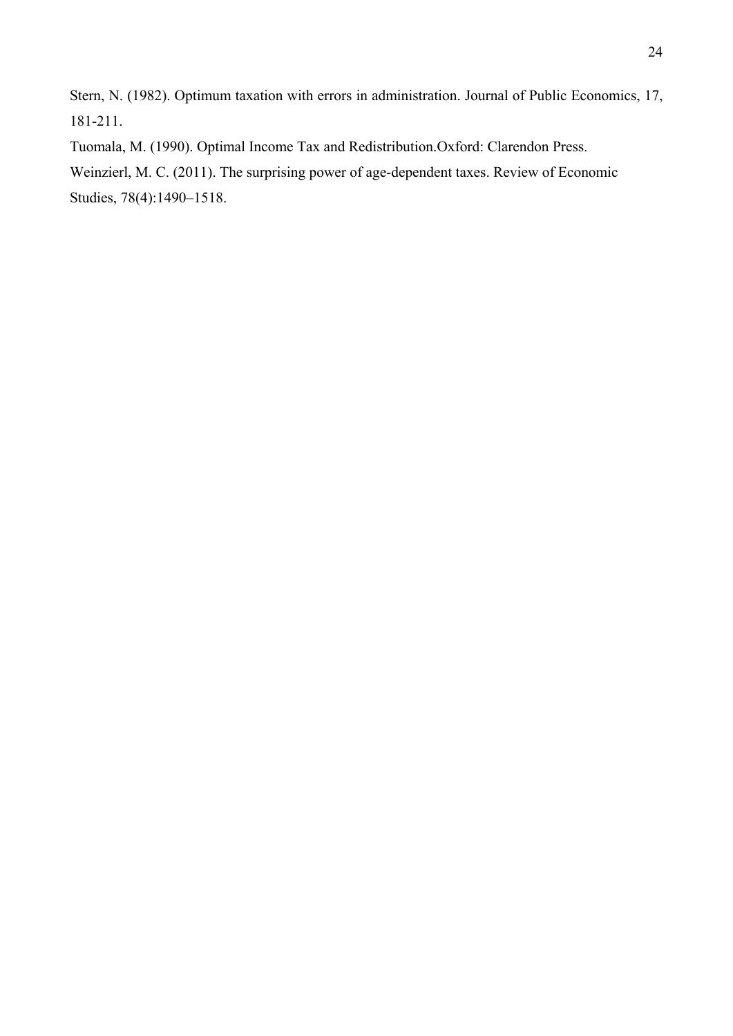Stern, N. (1982). Optimum taxation with errors in administration. Journal of Public Economics, 17, 181-211.

Tuomala, M. (1990). Optimal Income Tax and Redistribution.Oxford: Clarendon Press.

Weinzierl, M. C. (2011). The surprising power of age-dependent taxes. Review of Economic Studies, 78(4):1490–1518.